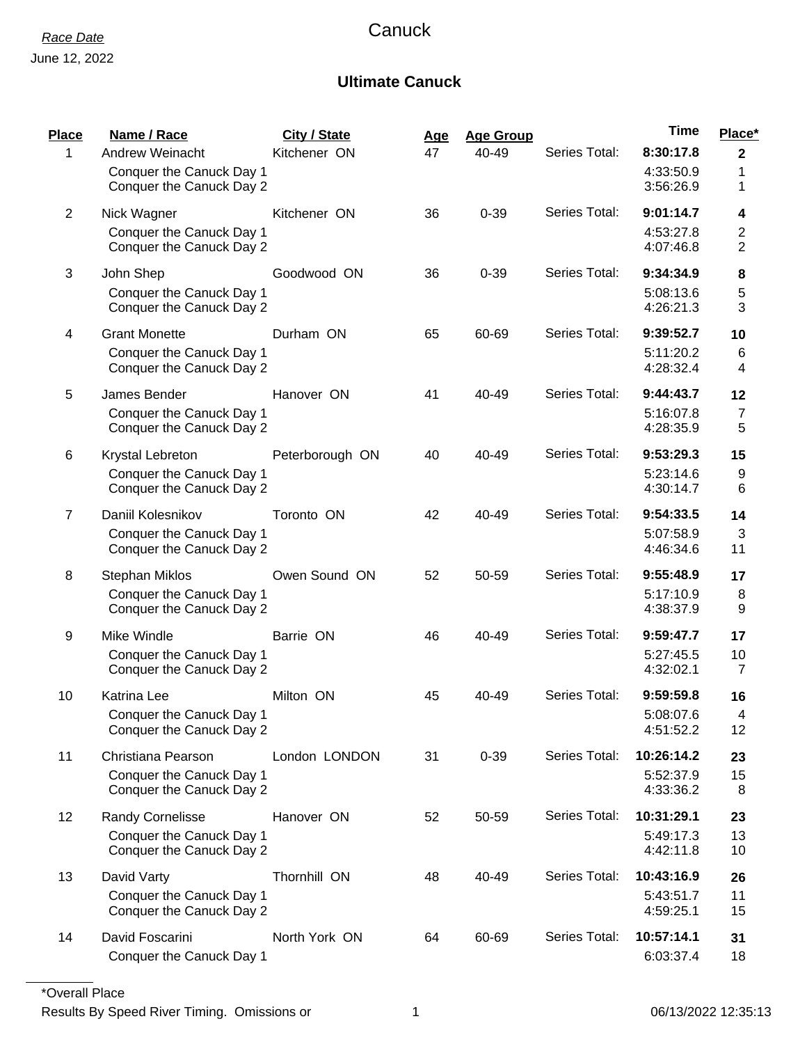*Race Date*

June 12, 2022

# Canuck

## Ultimate Canuck

| Place | Name / Race | City / State | Age | Age Group | | Time | Place* |
|---|---|---|---|---|---|---|---|
| 1 | Andrew Weinacht | Kitchener ON | 47 | 40-49 | Series Total: | **8:30:17.8** | **2** |
| | Conquer the Canuck Day 1 | | | | | 4:33:50.9 | 1 |
| | Conquer the Canuck Day 2 | | | | | 3:56:26.9 | 1 |
| 2 | Nick Wagner | Kitchener ON | 36 | 0-39 | Series Total: | **9:01:14.7** | **4** |
| | Conquer the Canuck Day 1 | | | | | 4:53:27.8 | 2 |
| | Conquer the Canuck Day 2 | | | | | 4:07:46.8 | 2 |
| 3 | John Shep | Goodwood ON | 36 | 0-39 | Series Total: | **9:34:34.9** | **8** |
| | Conquer the Canuck Day 1 | | | | | 5:08:13.6 | 5 |
| | Conquer the Canuck Day 2 | | | | | 4:26:21.3 | 3 |
| 4 | Grant Monette | Durham ON | 65 | 60-69 | Series Total: | **9:39:52.7** | **10** |
| | Conquer the Canuck Day 1 | | | | | 5:11:20.2 | 6 |
| | Conquer the Canuck Day 2 | | | | | 4:28:32.4 | 4 |
| 5 | James Bender | Hanover ON | 41 | 40-49 | Series Total: | **9:44:43.7** | **12** |
| | Conquer the Canuck Day 1 | | | | | 5:16:07.8 | 7 |
| | Conquer the Canuck Day 2 | | | | | 4:28:35.9 | 5 |
| 6 | Krystal Lebreton | Peterborough ON | 40 | 40-49 | Series Total: | **9:53:29.3** | **15** |
| | Conquer the Canuck Day 1 | | | | | 5:23:14.6 | 9 |
| | Conquer the Canuck Day 2 | | | | | 4:30:14.7 | 6 |
| 7 | Daniil Kolesnikov | Toronto ON | 42 | 40-49 | Series Total: | **9:54:33.5** | **14** |
| | Conquer the Canuck Day 1 | | | | | 5:07:58.9 | 3 |
| | Conquer the Canuck Day 2 | | | | | 4:46:34.6 | 11 |
| 8 | Stephan Miklos | Owen Sound ON | 52 | 50-59 | Series Total: | **9:55:48.9** | **17** |
| | Conquer the Canuck Day 1 | | | | | 5:17:10.9 | 8 |
| | Conquer the Canuck Day 2 | | | | | 4:38:37.9 | 9 |
| 9 | Mike Windle | Barrie ON | 46 | 40-49 | Series Total: | **9:59:47.7** | **17** |
| | Conquer the Canuck Day 1 | | | | | 5:27:45.5 | 10 |
| | Conquer the Canuck Day 2 | | | | | 4:32:02.1 | 7 |
| 10 | Katrina Lee | Milton ON | 45 | 40-49 | Series Total: | **9:59:59.8** | **16** |
| | Conquer the Canuck Day 1 | | | | | 5:08:07.6 | 4 |
| | Conquer the Canuck Day 2 | | | | | 4:51:52.2 | 12 |
| 11 | Christiana Pearson | London LONDON | 31 | 0-39 | Series Total: | **10:26:14.2** | **23** |
| | Conquer the Canuck Day 1 | | | | | 5:52:37.9 | 15 |
| | Conquer the Canuck Day 2 | | | | | 4:33:36.2 | 8 |
| 12 | Randy Cornelisse | Hanover ON | 52 | 50-59 | Series Total: | **10:31:29.1** | **23** |
| | Conquer the Canuck Day 1 | | | | | 5:49:17.3 | 13 |
| | Conquer the Canuck Day 2 | | | | | 4:42:11.8 | 10 |
| 13 | David Varty | Thornhill ON | 48 | 40-49 | Series Total: | **10:43:16.9** | **26** |
| | Conquer the Canuck Day 1 | | | | | 5:43:51.7 | 11 |
| | Conquer the Canuck Day 2 | | | | | 4:59:25.1 | 15 |
| 14 | David Foscarini | North York ON | 64 | 60-69 | Series Total: | **10:57:14.1** | **31** |
| | Conquer the Canuck Day 1 | | | | | 6:03:37.4 | 18 |

*Overall Place

Results By Speed River Timing. Omissions or

06/13/2022 12:35:13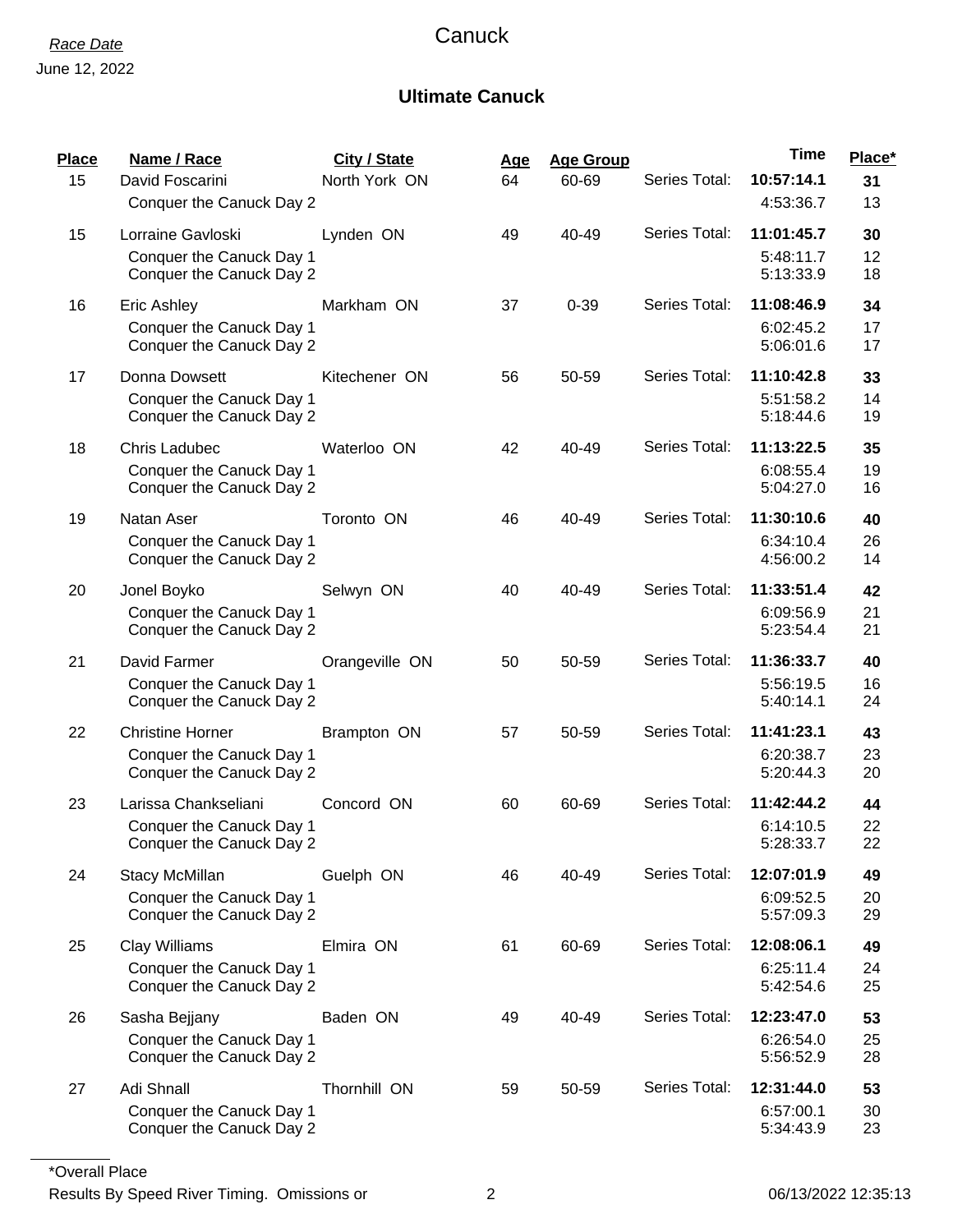*Race Date*

June 12, 2022

# Canuck

## Ultimate Canuck

| Place | Name / Race | City / State | Age | Age Group | | Time | Place* |
|---|---|---|---|---|---|---|---|
| 15 | David Foscarini | North York ON | 64 | 60-69 | Series Total: | **10:57:14.1** | **31** |
| | Conquer the Canuck Day 2 | | | | | 4:53:36.7 | 13 |
| 15 | Lorraine Gavloski | Lynden ON | 49 | 40-49 | Series Total: | **11:01:45.7** | **30** |
| | Conquer the Canuck Day 1 | | | | | 5:48:11.7 | 12 |
| | Conquer the Canuck Day 2 | | | | | 5:13:33.9 | 18 |
| 16 | Eric Ashley | Markham ON | 37 | 0-39 | Series Total: | **11:08:46.9** | **34** |
| | Conquer the Canuck Day 1 | | | | | 6:02:45.2 | 17 |
| | Conquer the Canuck Day 2 | | | | | 5:06:01.6 | 17 |
| 17 | Donna Dowsett | Kitechener ON | 56 | 50-59 | Series Total: | **11:10:42.8** | **33** |
| | Conquer the Canuck Day 1 | | | | | 5:51:58.2 | 14 |
| | Conquer the Canuck Day 2 | | | | | 5:18:44.6 | 19 |
| 18 | Chris Ladubec | Waterloo ON | 42 | 40-49 | Series Total: | **11:13:22.5** | **35** |
| | Conquer the Canuck Day 1 | | | | | 6:08:55.4 | 19 |
| | Conquer the Canuck Day 2 | | | | | 5:04:27.0 | 16 |
| 19 | Natan Aser | Toronto ON | 46 | 40-49 | Series Total: | **11:30:10.6** | **40** |
| | Conquer the Canuck Day 1 | | | | | 6:34:10.4 | 26 |
| | Conquer the Canuck Day 2 | | | | | 4:56:00.2 | 14 |
| 20 | Jonel Boyko | Selwyn ON | 40 | 40-49 | Series Total: | **11:33:51.4** | **42** |
| | Conquer the Canuck Day 1 | | | | | 6:09:56.9 | 21 |
| | Conquer the Canuck Day 2 | | | | | 5:23:54.4 | 21 |
| 21 | David Farmer | Orangeville ON | 50 | 50-59 | Series Total: | **11:36:33.7** | **40** |
| | Conquer the Canuck Day 1 | | | | | 5:56:19.5 | 16 |
| | Conquer the Canuck Day 2 | | | | | 5:40:14.1 | 24 |
| 22 | Christine Horner | Brampton ON | 57 | 50-59 | Series Total: | **11:41:23.1** | **43** |
| | Conquer the Canuck Day 1 | | | | | 6:20:38.7 | 23 |
| | Conquer the Canuck Day 2 | | | | | 5:20:44.3 | 20 |
| 23 | Larissa Chankseliani | Concord ON | 60 | 60-69 | Series Total: | **11:42:44.2** | **44** |
| | Conquer the Canuck Day 1 | | | | | 6:14:10.5 | 22 |
| | Conquer the Canuck Day 2 | | | | | 5:28:33.7 | 22 |
| 24 | Stacy McMillan | Guelph ON | 46 | 40-49 | Series Total: | **12:07:01.9** | **49** |
| | Conquer the Canuck Day 1 | | | | | 6:09:52.5 | 20 |
| | Conquer the Canuck Day 2 | | | | | 5:57:09.3 | 29 |
| 25 | Clay Williams | Elmira ON | 61 | 60-69 | Series Total: | **12:08:06.1** | **49** |
| | Conquer the Canuck Day 1 | | | | | 6:25:11.4 | 24 |
| | Conquer the Canuck Day 2 | | | | | 5:42:54.6 | 25 |
| 26 | Sasha Bejjany | Baden ON | 49 | 40-49 | Series Total: | **12:23:47.0** | **53** |
| | Conquer the Canuck Day 1 | | | | | 6:26:54.0 | 25 |
| | Conquer the Canuck Day 2 | | | | | 5:56:52.9 | 28 |
| 27 | Adi Shnall | Thornhill ON | 59 | 50-59 | Series Total: | **12:31:44.0** | **53** |
| | Conquer the Canuck Day 1 | | | | | 6:57:00.1 | 30 |
| | Conquer the Canuck Day 2 | | | | | 5:34:43.9 | 23 |

*Overall Place

Results By Speed River Timing. Omissions or

06/13/2022 12:35:13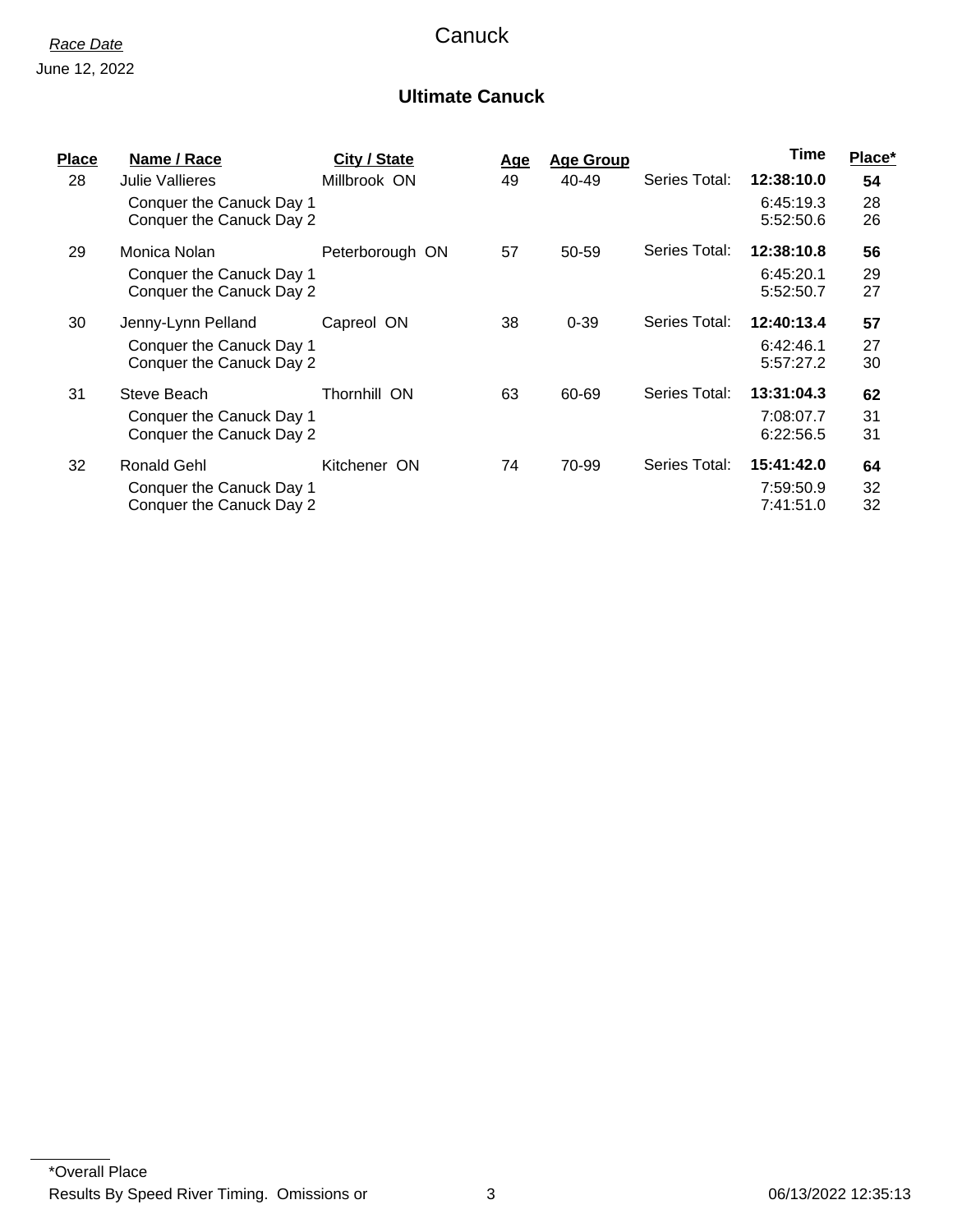*Race Date*

June 12, 2022

# Canuck

## Ultimate Canuck

| Place | Name / Race | City / State | Age | Age Group | | Time | Place* |
|---|---|---|---|---|---|---|---|
| 28 | Julie Vallieres | Millbrook ON | 49 | 40-49 | Series Total: | **12:38:10.0** | **54** |
| | Conquer the Canuck Day 1 | | | | | 6:45:19.3 | 28 |
| | Conquer the Canuck Day 2 | | | | | 5:52:50.6 | 26 |
| 29 | Monica Nolan | Peterborough ON | 57 | 50-59 | Series Total: | **12:38:10.8** | **56** |
| | Conquer the Canuck Day 1 | | | | | 6:45:20.1 | 29 |
| | Conquer the Canuck Day 2 | | | | | 5:52:50.7 | 27 |
| 30 | Jenny-Lynn Pelland | Capreol ON | 38 | 0-39 | Series Total: | **12:40:13.4** | **57** |
| | Conquer the Canuck Day 1 | | | | | 6:42:46.1 | 27 |
| | Conquer the Canuck Day 2 | | | | | 5:57:27.2 | 30 |
| 31 | Steve Beach | Thornhill ON | 63 | 60-69 | Series Total: | **13:31:04.3** | **62** |
| | Conquer the Canuck Day 1 | | | | | 7:08:07.7 | 31 |
| | Conquer the Canuck Day 2 | | | | | 6:22:56.5 | 31 |
| 32 | Ronald Gehl | Kitchener ON | 74 | 70-99 | Series Total: | **15:41:42.0** | **64** |
| | Conquer the Canuck Day 1 | | | | | 7:59:50.9 | 32 |
| | Conquer the Canuck Day 2 | | | | | 7:41:51.0 | 32 |

*Overall Place

Results By Speed River Timing. Omissions or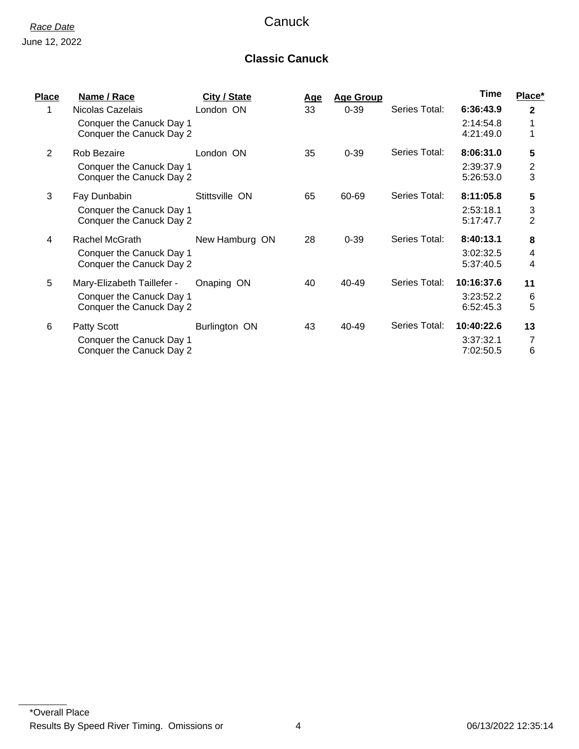*Race Date*

June 12, 2022

# Canuck

## Classic Canuck

| Place | Name / Race | City / State | Age | Age Group | | Time | Place* |
|---|---|---|---|---|---|---|---|
| 1 | Nicolas Cazelais | London ON | 33 | 0-39 | Series Total: | **6:36:43.9** | **2** |
| | Conquer the Canuck Day 1 | | | | | 2:14:54.8 | 1 |
| | Conquer the Canuck Day 2 | | | | | 4:21:49.0 | 1 |
| 2 | Rob Bezaire | London ON | 35 | 0-39 | Series Total: | **8:06:31.0** | **5** |
| | Conquer the Canuck Day 1 | | | | | 2:39:37.9 | 2 |
| | Conquer the Canuck Day 2 | | | | | 5:26:53.0 | 3 |
| 3 | Fay Dunbabin | Stittsville ON | 65 | 60-69 | Series Total: | **8:11:05.8** | **5** |
| | Conquer the Canuck Day 1 | | | | | 2:53:18.1 | 3 |
| | Conquer the Canuck Day 2 | | | | | 5:17:47.7 | 2 |
| 4 | Rachel McGrath | New Hamburg ON | 28 | 0-39 | Series Total: | **8:40:13.1** | **8** |
| | Conquer the Canuck Day 1 | | | | | 3:02:32.5 | 4 |
| | Conquer the Canuck Day 2 | | | | | 5:37:40.5 | 4 |
| 5 | Mary-Elizabeth Taillefer - | Onaping ON | 40 | 40-49 | Series Total: | **10:16:37.6** | **11** |
| | Conquer the Canuck Day 1 | | | | | 3:23:52.2 | 6 |
| | Conquer the Canuck Day 2 | | | | | 6:52:45.3 | 5 |
| 6 | Patty Scott | Burlington ON | 43 | 40-49 | Series Total: | **10:40:22.6** | **13** |
| | Conquer the Canuck Day 1 | | | | | 3:37:32.1 | 7 |
| | Conquer the Canuck Day 2 | | | | | 7:02:50.5 | 6 |

*Overall Place

Results By Speed River Timing. Omissions or

06/13/2022 12:35:14